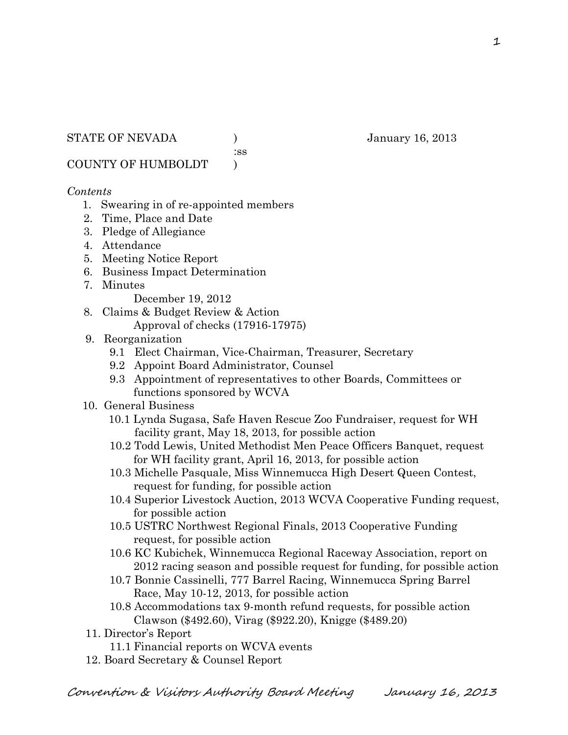STATE OF NEVADA ) January 16, 2013

:ss

COUNTY OF HUMBOLDT )

*Contents*

1. Swearing in of re-appointed members
2. Time, Place and Date
3. Pledge of Allegiance
4. Attendance
5. Meeting Notice Report
6. Business Impact Determination
7. Minutes
   December 19, 2012
8. Claims & Budget Review & Action
   Approval of checks (17916-17975)
9. Reorganization
   - 9.1 Elect Chairman, Vice-Chairman, Treasurer, Secretary
   - 9.2 Appoint Board Administrator, Counsel
   - 9.3 Appointment of representatives to other Boards, Committees or functions sponsored by WCVA
10. General Business
    - 10.1 Lynda Sugasa, Safe Haven Rescue Zoo Fundraiser, request for WH facility grant, May 18, 2013, for possible action
    - 10.2 Todd Lewis, United Methodist Men Peace Officers Banquet, request for WH facility grant, April 16, 2013, for possible action
    - 10.3 Michelle Pasquale, Miss Winnemucca High Desert Queen Contest, request for funding, for possible action
    - 10.4 Superior Livestock Auction, 2013 WCVA Cooperative Funding request, for possible action
    - 10.5 USTRC Northwest Regional Finals, 2013 Cooperative Funding request, for possible action
    - 10.6 KC Kubichek, Winnemucca Regional Raceway Association, report on 2012 racing season and possible request for funding, for possible action
    - 10.7 Bonnie Cassinelli, 777 Barrel Racing, Winnemucca Spring Barrel Race, May 10-12, 2013, for possible action
    - 10.8 Accommodations tax 9-month refund requests, for possible action Clawson ($492.60), Virag ($922.20), Knigge ($489.20)
11. Director's Report
    - 11.1 Financial reports on WCVA events
12. Board Secretary & Counsel Report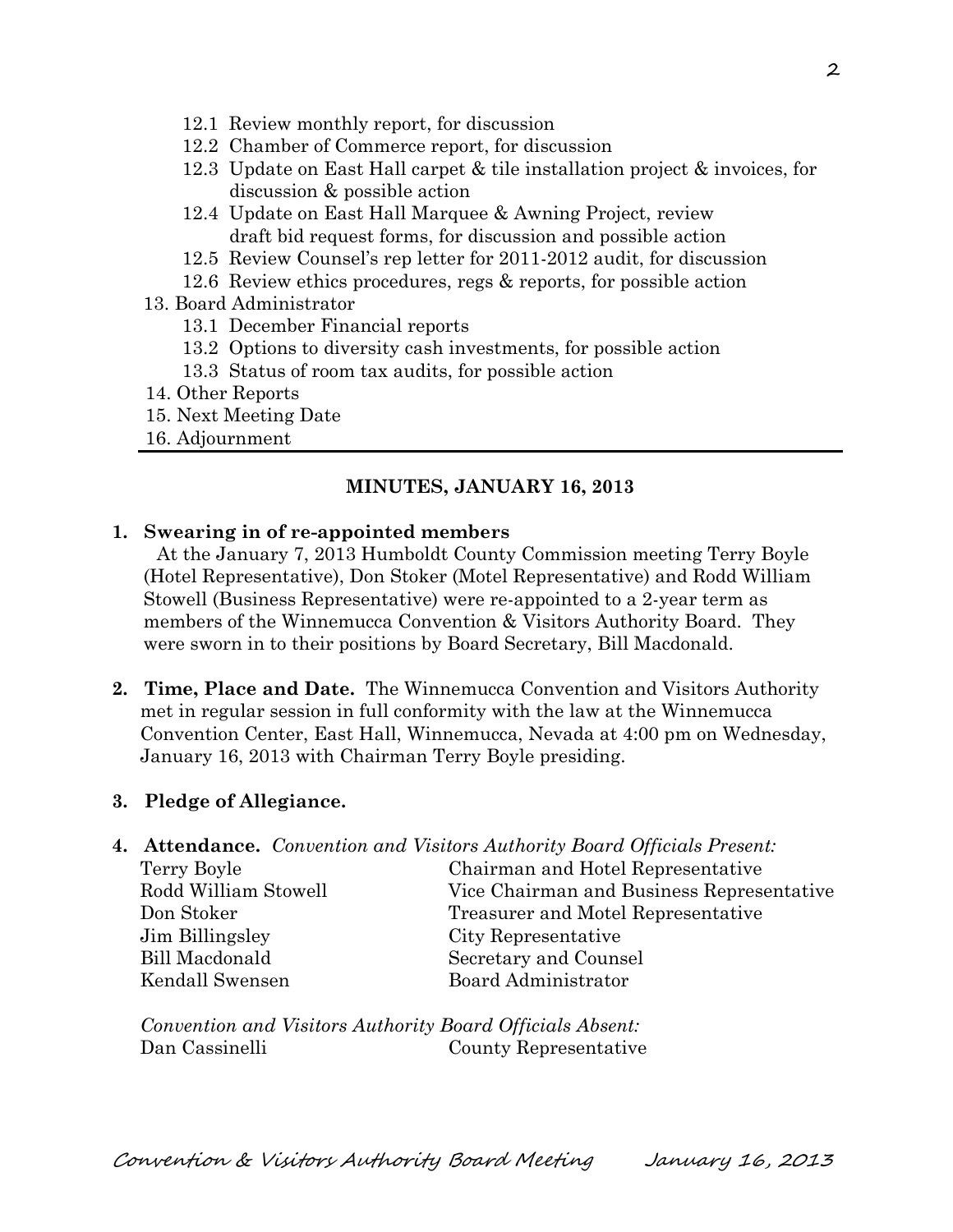- 12.1 Review monthly report, for discussion
- 12.2 Chamber of Commerce report, for discussion
- 12.3 Update on East Hall carpet & tile installation project & invoices, for discussion & possible action
- 12.4 Update on East Hall Marquee & Awning Project, review draft bid request forms, for discussion and possible action
- 12.5 Review Counsel's rep letter for 2011-2012 audit, for discussion
- 12.6 Review ethics procedures, regs & reports, for possible action

13. Board Administrator
    - 13.1 December Financial reports
    - 13.2 Options to diversity cash investments, for possible action
    - 13.3 Status of room tax audits, for possible action
14. Other Reports
15. Next Meeting Date
16. Adjournment

## MINUTES, JANUARY 16, 2013

**1. Swearing in of re-appointed members**

At the January 7, 2013 Humboldt County Commission meeting Terry Boyle (Hotel Representative), Don Stoker (Motel Representative) and Rodd William Stowell (Business Representative) were re-appointed to a 2-year term as members of the Winnemucca Convention & Visitors Authority Board. They were sworn in to their positions by Board Secretary, Bill Macdonald.

**2. Time, Place and Date.** The Winnemucca Convention and Visitors Authority met in regular session in full conformity with the law at the Winnemucca Convention Center, East Hall, Winnemucca, Nevada at 4:00 pm on Wednesday, January 16, 2013 with Chairman Terry Boyle presiding.

**3. Pledge of Allegiance.**

**4. Attendance.** *Convention and Visitors Authority Board Officials Present:*

| | |
|---|---|
| Terry Boyle | Chairman and Hotel Representative |
| Rodd William Stowell | Vice Chairman and Business Representative |
| Don Stoker | Treasurer and Motel Representative |
| Jim Billingsley | City Representative |
| Bill Macdonald | Secretary and Counsel |
| Kendall Swensen | Board Administrator |

*Convention and Visitors Authority Board Officials Absent:*

| | |
|---|---|
| Dan Cassinelli | County Representative |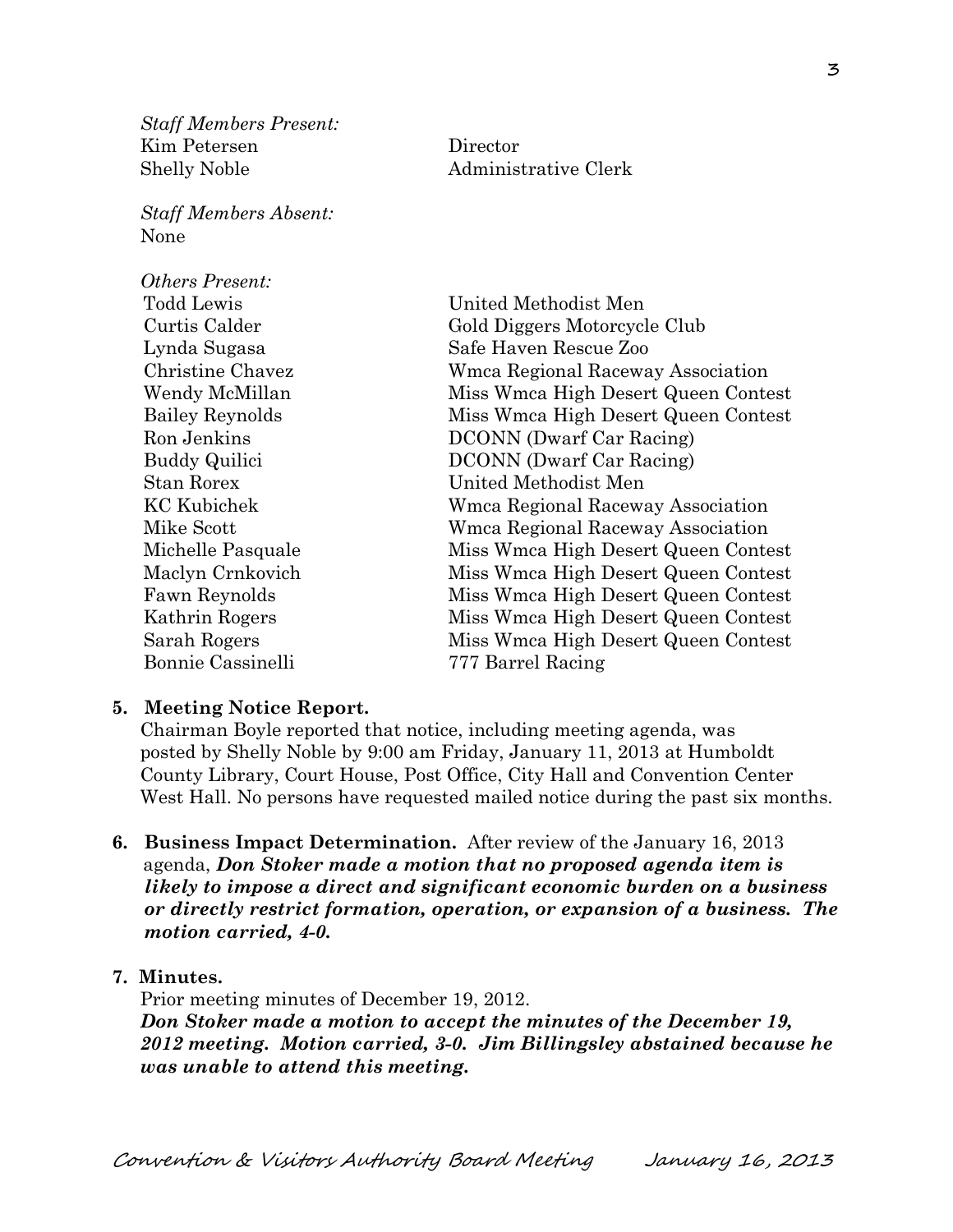*Staff Members Present:*

| | |
|---|---|
| Kim Petersen | Director |
| Shelly Noble | Administrative Clerk |

*Staff Members Absent:*
None

*Others Present:*

| | |
|---|---|
| Todd Lewis | United Methodist Men |
| Curtis Calder | Gold Diggers Motorcycle Club |
| Lynda Sugasa | Safe Haven Rescue Zoo |
| Christine Chavez | Wmca Regional Raceway Association |
| Wendy McMillan | Miss Wmca High Desert Queen Contest |
| Bailey Reynolds | Miss Wmca High Desert Queen Contest |
| Ron Jenkins | DCONN (Dwarf Car Racing) |
| Buddy Quilici | DCONN (Dwarf Car Racing) |
| Stan Rorex | United Methodist Men |
| KC Kubichek | Wmca Regional Raceway Association |
| Mike Scott | Wmca Regional Raceway Association |
| Michelle Pasquale | Miss Wmca High Desert Queen Contest |
| Maclyn Crnkovich | Miss Wmca High Desert Queen Contest |
| Fawn Reynolds | Miss Wmca High Desert Queen Contest |
| Kathrin Rogers | Miss Wmca High Desert Queen Contest |
| Sarah Rogers | Miss Wmca High Desert Queen Contest |
| Bonnie Cassinelli | 777 Barrel Racing |

**5. Meeting Notice Report.**
Chairman Boyle reported that notice, including meeting agenda, was posted by Shelly Noble by 9:00 am Friday, January 11, 2013 at Humboldt County Library, Court House, Post Office, City Hall and Convention Center West Hall. No persons have requested mailed notice during the past six months.

**6. Business Impact Determination.** After review of the January 16, 2013 agenda, ***Don Stoker made a motion that no proposed agenda item is likely to impose a direct and significant economic burden on a business or directly restrict formation, operation, or expansion of a business. The motion carried, 4-0.***

**7. Minutes.**
Prior meeting minutes of December 19, 2012.
***Don Stoker made a motion to accept the minutes of the December 19, 2012 meeting. Motion carried, 3-0. Jim Billingsley abstained because he was unable to attend this meeting.***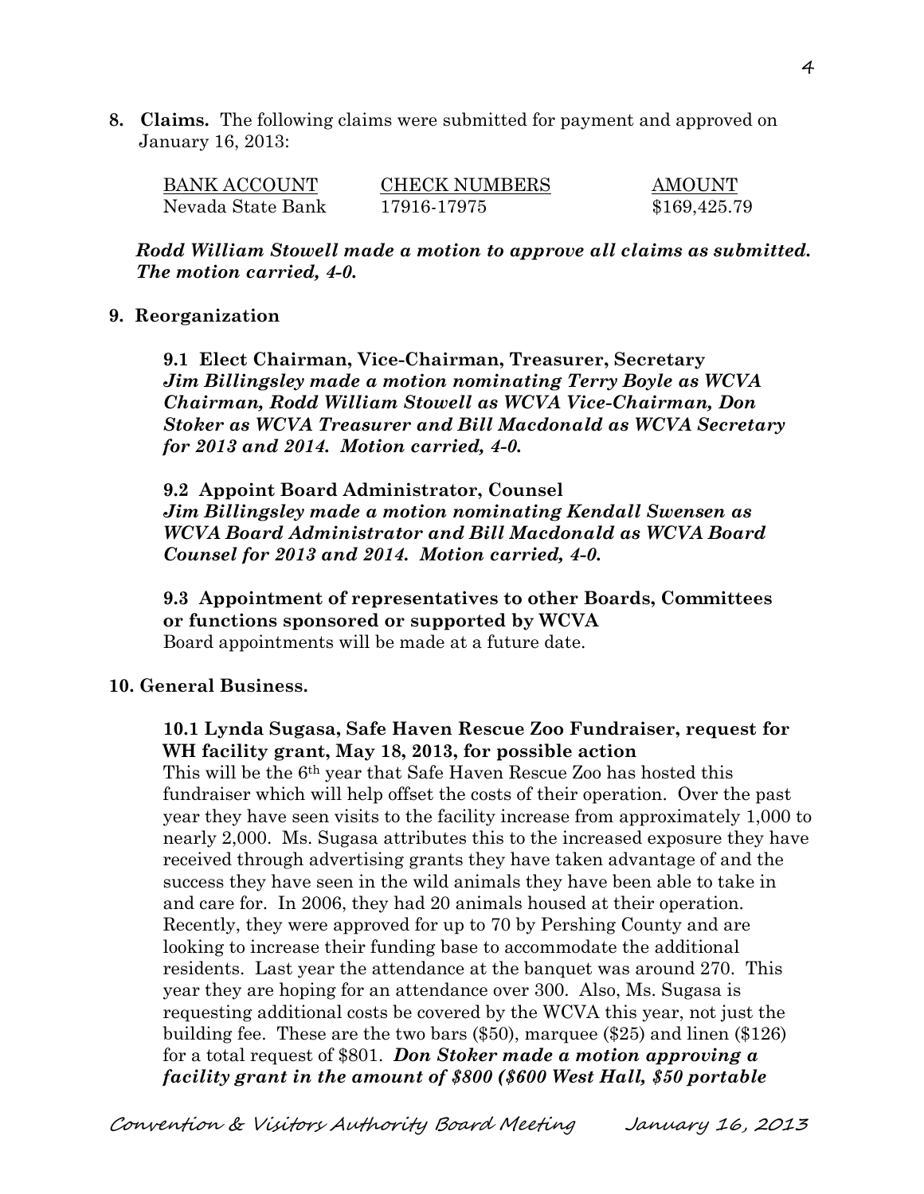**8. Claims.** The following claims were submitted for payment and approved on January 16, 2013:

| BANK ACCOUNT | CHECK NUMBERS | AMOUNT |
|---|---|---|
| Nevada State Bank | 17916-17975 | $169,425.79 |

***Rodd William Stowell made a motion to approve all claims as submitted. The motion carried, 4-0.***

**9. Reorganization**

**9.1 Elect Chairman, Vice-Chairman, Treasurer, Secretary**
***Jim Billingsley made a motion nominating Terry Boyle as WCVA Chairman, Rodd William Stowell as WCVA Vice-Chairman, Don Stoker as WCVA Treasurer and Bill Macdonald as WCVA Secretary for 2013 and 2014. Motion carried, 4-0.***

**9.2 Appoint Board Administrator, Counsel**
***Jim Billingsley made a motion nominating Kendall Swensen as WCVA Board Administrator and Bill Macdonald as WCVA Board Counsel for 2013 and 2014. Motion carried, 4-0.***

**9.3 Appointment of representatives to other Boards, Committees or functions sponsored or supported by WCVA**
Board appointments will be made at a future date.

**10. General Business.**

**10.1 Lynda Sugasa, Safe Haven Rescue Zoo Fundraiser, request for WH facility grant, May 18, 2013, for possible action**
This will be the 6th year that Safe Haven Rescue Zoo has hosted this fundraiser which will help offset the costs of their operation. Over the past year they have seen visits to the facility increase from approximately 1,000 to nearly 2,000. Ms. Sugasa attributes this to the increased exposure they have received through advertising grants they have taken advantage of and the success they have seen in the wild animals they have been able to take in and care for. In 2006, they had 20 animals housed at their operation. Recently, they were approved for up to 70 by Pershing County and are looking to increase their funding base to accommodate the additional residents. Last year the attendance at the banquet was around 270. This year they are hoping for an attendance over 300. Also, Ms. Sugasa is requesting additional costs be covered by the WCVA this year, not just the building fee. These are the two bars ($50), marquee ($25) and linen ($126) for a total request of $801. ***Don Stoker made a motion approving a facility grant in the amount of $800 ($600 West Hall, $50 portable***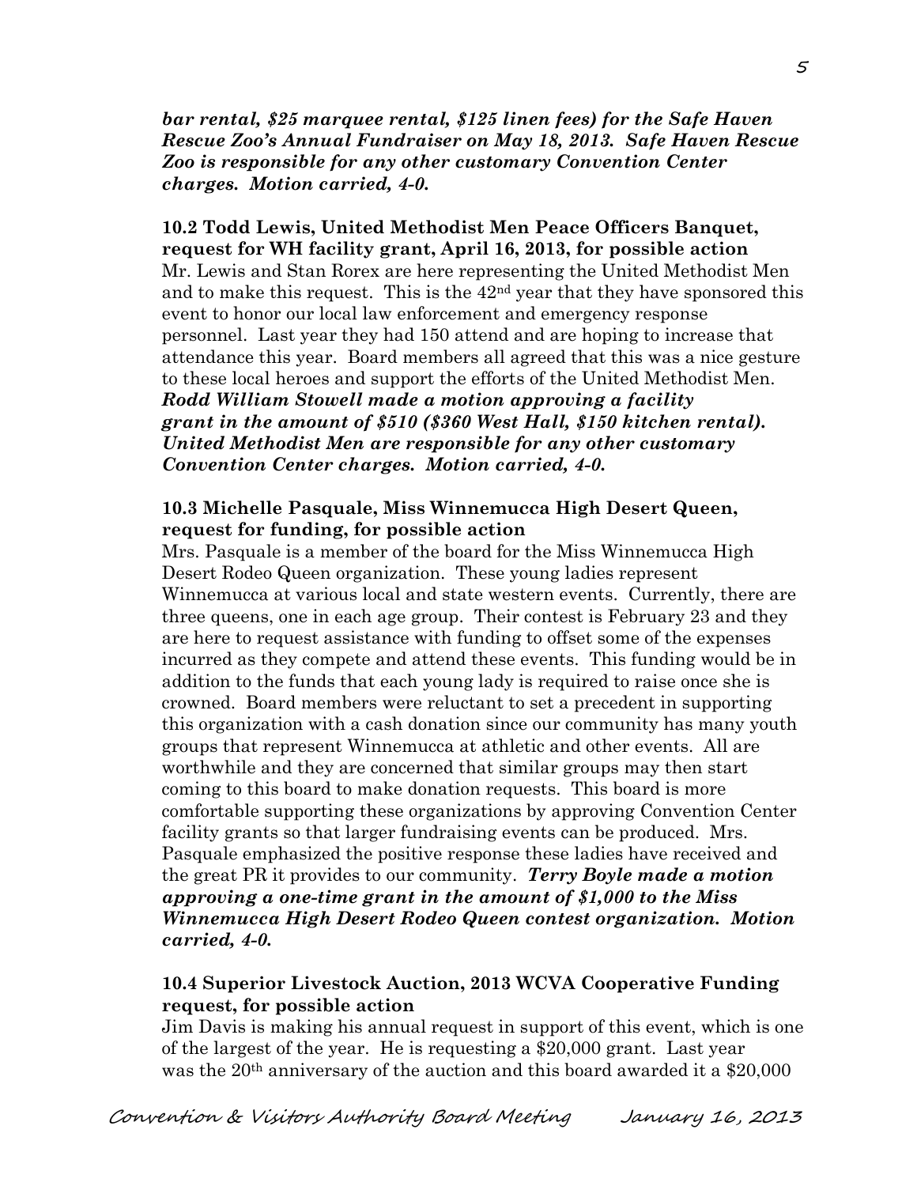***bar rental, $25 marquee rental, $125 linen fees) for the Safe Haven Rescue Zoo's Annual Fundraiser on May 18, 2013. Safe Haven Rescue Zoo is responsible for any other customary Convention Center charges. Motion carried, 4-0.***

**10.2 Todd Lewis, United Methodist Men Peace Officers Banquet, request for WH facility grant, April 16, 2013, for possible action**

Mr. Lewis and Stan Rorex are here representing the United Methodist Men and to make this request. This is the 42nd year that they have sponsored this event to honor our local law enforcement and emergency response personnel. Last year they had 150 attend and are hoping to increase that attendance this year. Board members all agreed that this was a nice gesture to these local heroes and support the efforts of the United Methodist Men. ***Rodd William Stowell made a motion approving a facility grant in the amount of $510 ($360 West Hall, $150 kitchen rental). United Methodist Men are responsible for any other customary Convention Center charges. Motion carried, 4-0.***

**10.3 Michelle Pasquale, Miss Winnemucca High Desert Queen, request for funding, for possible action**

Mrs. Pasquale is a member of the board for the Miss Winnemucca High Desert Rodeo Queen organization. These young ladies represent Winnemucca at various local and state western events. Currently, there are three queens, one in each age group. Their contest is February 23 and they are here to request assistance with funding to offset some of the expenses incurred as they compete and attend these events. This funding would be in addition to the funds that each young lady is required to raise once she is crowned. Board members were reluctant to set a precedent in supporting this organization with a cash donation since our community has many youth groups that represent Winnemucca at athletic and other events. All are worthwhile and they are concerned that similar groups may then start coming to this board to make donation requests. This board is more comfortable supporting these organizations by approving Convention Center facility grants so that larger fundraising events can be produced. Mrs. Pasquale emphasized the positive response these ladies have received and the great PR it provides to our community. ***Terry Boyle made a motion approving a one-time grant in the amount of $1,000 to the Miss Winnemucca High Desert Rodeo Queen contest organization. Motion carried, 4-0.***

**10.4 Superior Livestock Auction, 2013 WCVA Cooperative Funding request, for possible action**

Jim Davis is making his annual request in support of this event, which is one of the largest of the year. He is requesting a $20,000 grant. Last year was the 20th anniversary of the auction and this board awarded it a $20,000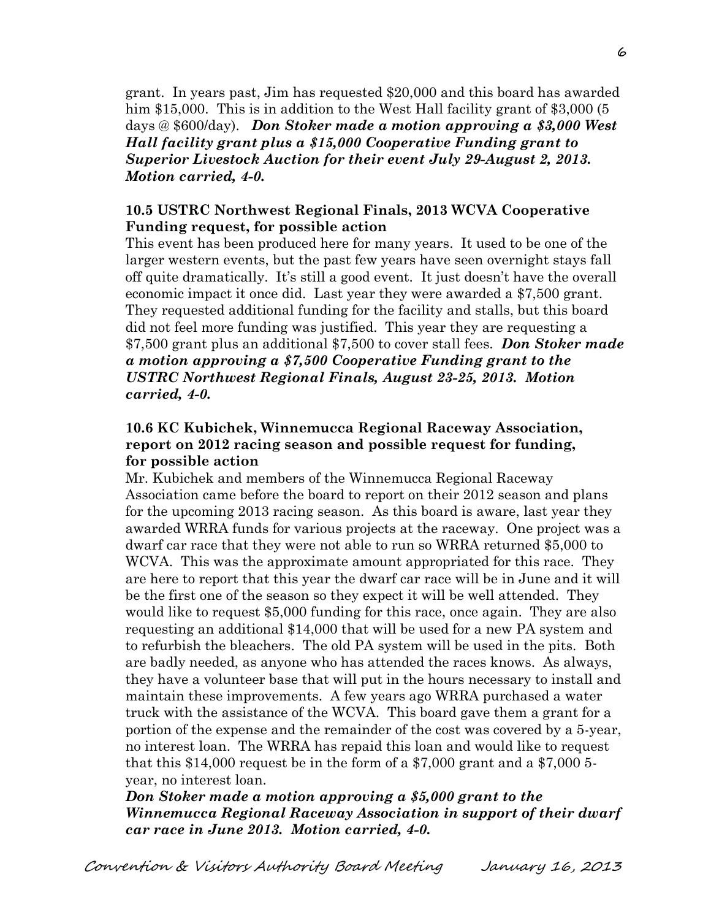grant. In years past, Jim has requested $20,000 and this board has awarded him $15,000. This is in addition to the West Hall facility grant of $3,000 (5 days @ $600/day). ***Don Stoker made a motion approving a $3,000 West Hall facility grant plus a $15,000 Cooperative Funding grant to Superior Livestock Auction for their event July 29-August 2, 2013. Motion carried, 4-0.***

**10.5 USTRC Northwest Regional Finals, 2013 WCVA Cooperative Funding request, for possible action**

This event has been produced here for many years. It used to be one of the larger western events, but the past few years have seen overnight stays fall off quite dramatically. It's still a good event. It just doesn't have the overall economic impact it once did. Last year they were awarded a $7,500 grant. They requested additional funding for the facility and stalls, but this board did not feel more funding was justified. This year they are requesting a $7,500 grant plus an additional $7,500 to cover stall fees. ***Don Stoker made a motion approving a $7,500 Cooperative Funding grant to the USTRC Northwest Regional Finals, August 23-25, 2013. Motion carried, 4-0.***

**10.6 KC Kubichek, Winnemucca Regional Raceway Association, report on 2012 racing season and possible request for funding, for possible action**

Mr. Kubichek and members of the Winnemucca Regional Raceway Association came before the board to report on their 2012 season and plans for the upcoming 2013 racing season. As this board is aware, last year they awarded WRRA funds for various projects at the raceway. One project was a dwarf car race that they were not able to run so WRRA returned $5,000 to WCVA. This was the approximate amount appropriated for this race. They are here to report that this year the dwarf car race will be in June and it will be the first one of the season so they expect it will be well attended. They would like to request $5,000 funding for this race, once again. They are also requesting an additional $14,000 that will be used for a new PA system and to refurbish the bleachers. The old PA system will be used in the pits. Both are badly needed, as anyone who has attended the races knows. As always, they have a volunteer base that will put in the hours necessary to install and maintain these improvements. A few years ago WRRA purchased a water truck with the assistance of the WCVA. This board gave them a grant for a portion of the expense and the remainder of the cost was covered by a 5-year, no interest loan. The WRRA has repaid this loan and would like to request that this $14,000 request be in the form of a $7,000 grant and a $7,000 5-year, no interest loan.

***Don Stoker made a motion approving a $5,000 grant to the Winnemucca Regional Raceway Association in support of their dwarf car race in June 2013. Motion carried, 4-0.***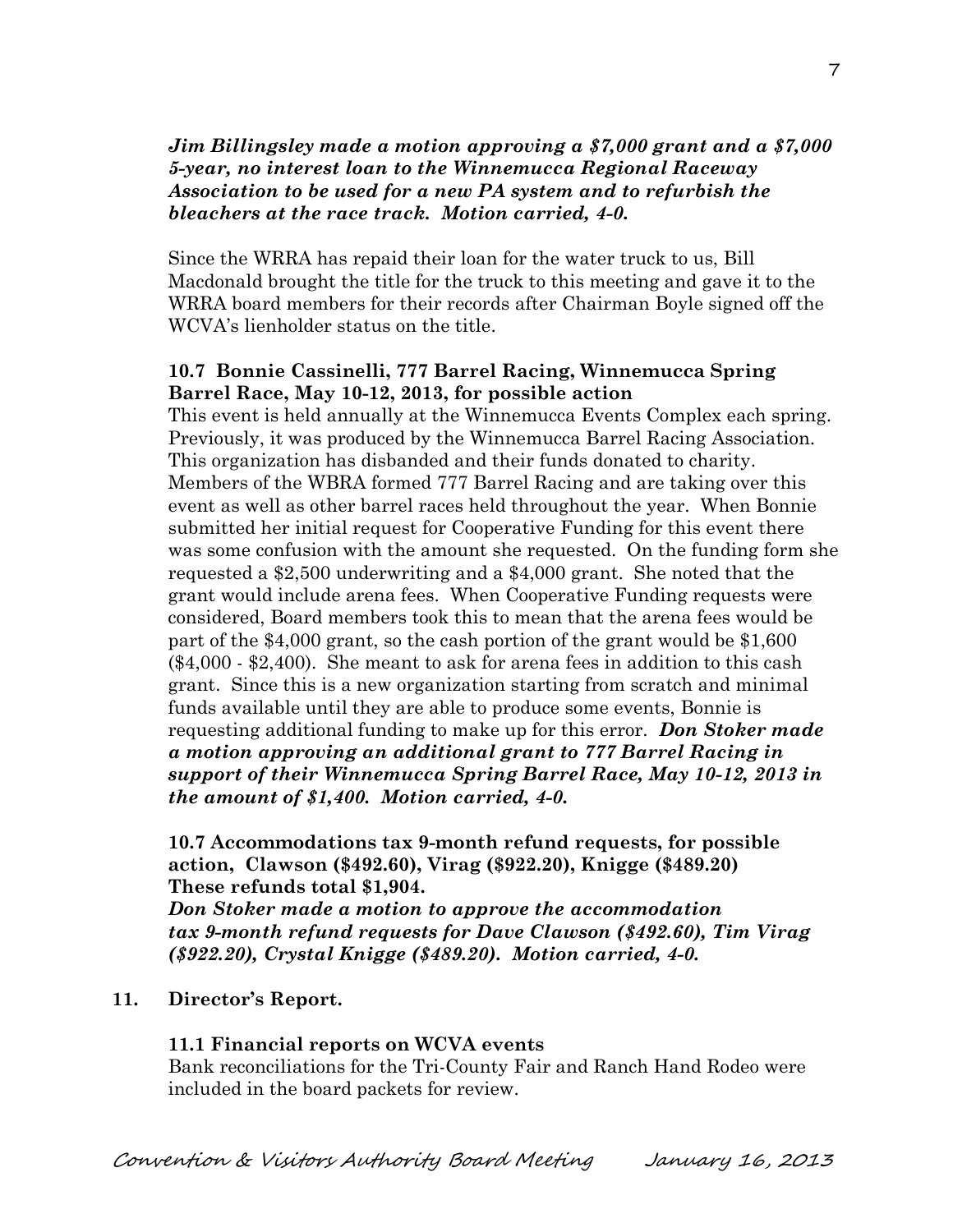***Jim Billingsley made a motion approving a $7,000 grant and a $7,000 5-year, no interest loan to the Winnemucca Regional Raceway Association to be used for a new PA system and to refurbish the bleachers at the race track. Motion carried, 4-0.***

Since the WRRA has repaid their loan for the water truck to us, Bill Macdonald brought the title for the truck to this meeting and gave it to the WRRA board members for their records after Chairman Boyle signed off the WCVA's lienholder status on the title.

**10.7 Bonnie Cassinelli, 777 Barrel Racing, Winnemucca Spring Barrel Race, May 10-12, 2013, for possible action**

This event is held annually at the Winnemucca Events Complex each spring. Previously, it was produced by the Winnemucca Barrel Racing Association. This organization has disbanded and their funds donated to charity. Members of the WBRA formed 777 Barrel Racing and are taking over this event as well as other barrel races held throughout the year. When Bonnie submitted her initial request for Cooperative Funding for this event there was some confusion with the amount she requested. On the funding form she requested a $2,500 underwriting and a $4,000 grant. She noted that the grant would include arena fees. When Cooperative Funding requests were considered, Board members took this to mean that the arena fees would be part of the $4,000 grant, so the cash portion of the grant would be $1,600 ($4,000 - $2,400). She meant to ask for arena fees in addition to this cash grant. Since this is a new organization starting from scratch and minimal funds available until they are able to produce some events, Bonnie is requesting additional funding to make up for this error. ***Don Stoker made a motion approving an additional grant to 777 Barrel Racing in support of their Winnemucca Spring Barrel Race, May 10-12, 2013 in the amount of $1,400. Motion carried, 4-0.***

**10.7 Accommodations tax 9-month refund requests, for possible action, Clawson ($492.60), Virag ($922.20), Knigge ($489.20) These refunds total $1,904.**

***Don Stoker made a motion to approve the accommodation tax 9-month refund requests for Dave Clawson ($492.60), Tim Virag ($922.20), Crystal Knigge ($489.20). Motion carried, 4-0.***

**11. Director's Report.**

**11.1 Financial reports on WCVA events**

Bank reconciliations for the Tri-County Fair and Ranch Hand Rodeo were included in the board packets for review.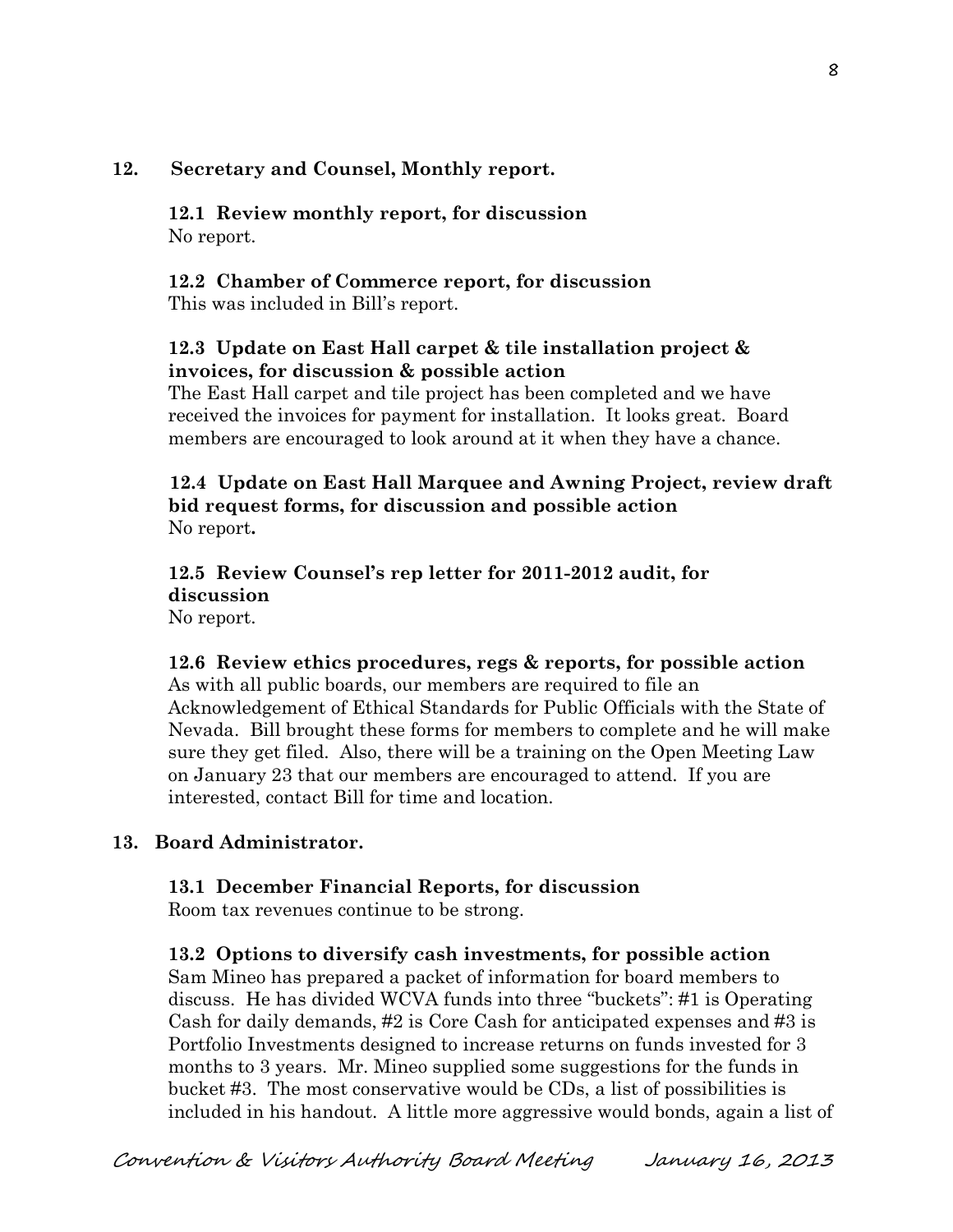**12. Secretary and Counsel, Monthly report.**

**12.1 Review monthly report, for discussion**
No report.

**12.2 Chamber of Commerce report, for discussion**
This was included in Bill's report.

**12.3 Update on East Hall carpet & tile installation project & invoices, for discussion & possible action**
The East Hall carpet and tile project has been completed and we have received the invoices for payment for installation. It looks great. Board members are encouraged to look around at it when they have a chance.

**12.4 Update on East Hall Marquee and Awning Project, review draft bid request forms, for discussion and possible action**
No report**.**

**12.5 Review Counsel's rep letter for 2011-2012 audit, for discussion**
No report.

**12.6 Review ethics procedures, regs & reports, for possible action**
As with all public boards, our members are required to file an Acknowledgement of Ethical Standards for Public Officials with the State of Nevada. Bill brought these forms for members to complete and he will make sure they get filed. Also, there will be a training on the Open Meeting Law on January 23 that our members are encouraged to attend. If you are interested, contact Bill for time and location.

**13. Board Administrator.**

**13.1 December Financial Reports, for discussion**
Room tax revenues continue to be strong.

**13.2 Options to diversify cash investments, for possible action**
Sam Mineo has prepared a packet of information for board members to discuss. He has divided WCVA funds into three "buckets": #1 is Operating Cash for daily demands, #2 is Core Cash for anticipated expenses and #3 is Portfolio Investments designed to increase returns on funds invested for 3 months to 3 years. Mr. Mineo supplied some suggestions for the funds in bucket #3. The most conservative would be CDs, a list of possibilities is included in his handout. A little more aggressive would bonds, again a list of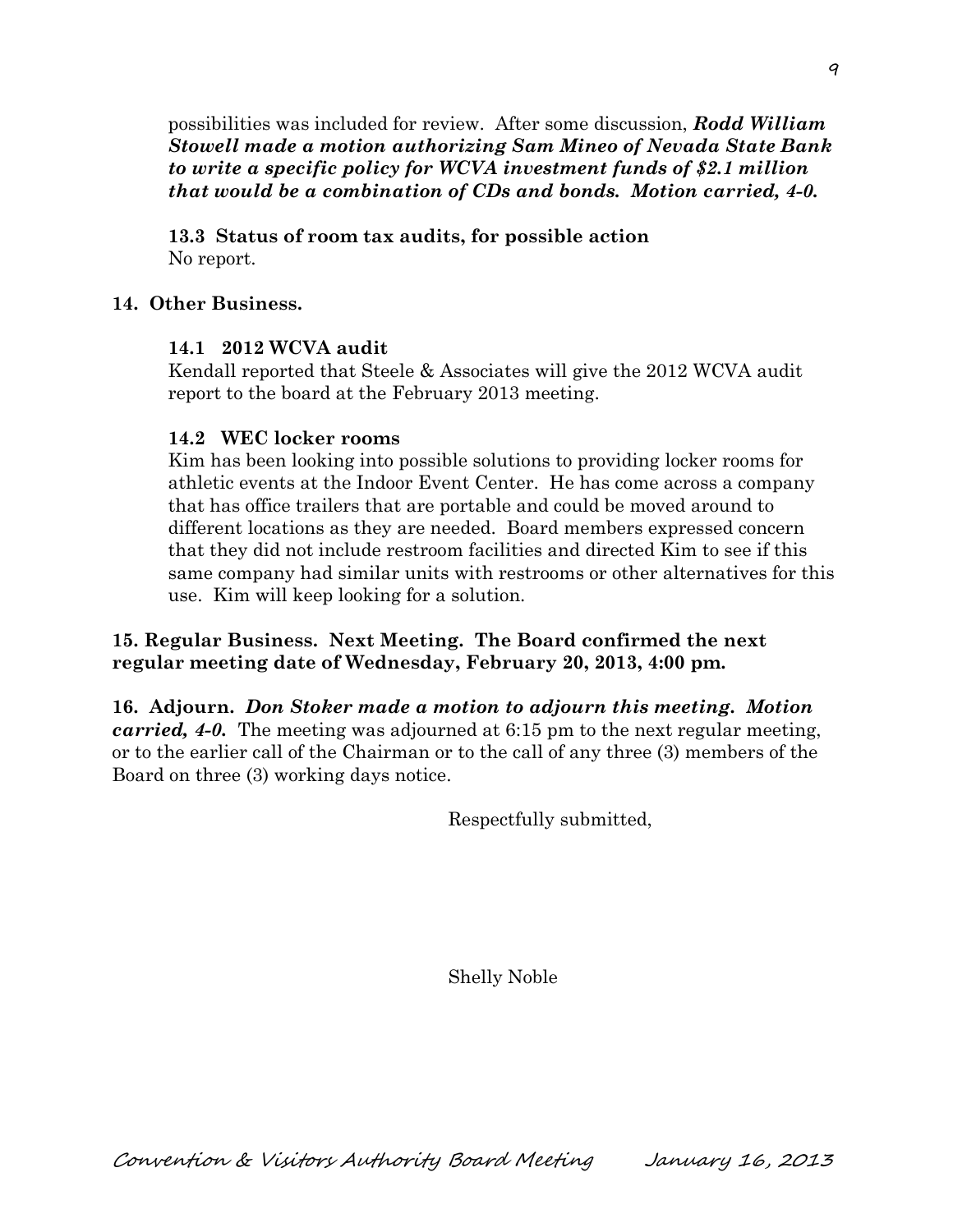possibilities was included for review. After some discussion, ***Rodd William Stowell made a motion authorizing Sam Mineo of Nevada State Bank to write a specific policy for WCVA investment funds of $2.1 million that would be a combination of CDs and bonds. Motion carried, 4-0.***

**13.3 Status of room tax audits, for possible action**
No report.

**14. Other Business.**

**14.1 2012 WCVA audit**
Kendall reported that Steele & Associates will give the 2012 WCVA audit report to the board at the February 2013 meeting.

**14.2 WEC locker rooms**
Kim has been looking into possible solutions to providing locker rooms for athletic events at the Indoor Event Center. He has come across a company that has office trailers that are portable and could be moved around to different locations as they are needed. Board members expressed concern that they did not include restroom facilities and directed Kim to see if this same company had similar units with restrooms or other alternatives for this use. Kim will keep looking for a solution.

**15. Regular Business. Next Meeting. The Board confirmed the next regular meeting date of Wednesday, February 20, 2013, 4:00 pm.**

**16. Adjourn.** ***Don Stoker made a motion to adjourn this meeting. Motion carried, 4-0.*** The meeting was adjourned at 6:15 pm to the next regular meeting, or to the earlier call of the Chairman or to the call of any three (3) members of the Board on three (3) working days notice.

Respectfully submitted,

Shelly Noble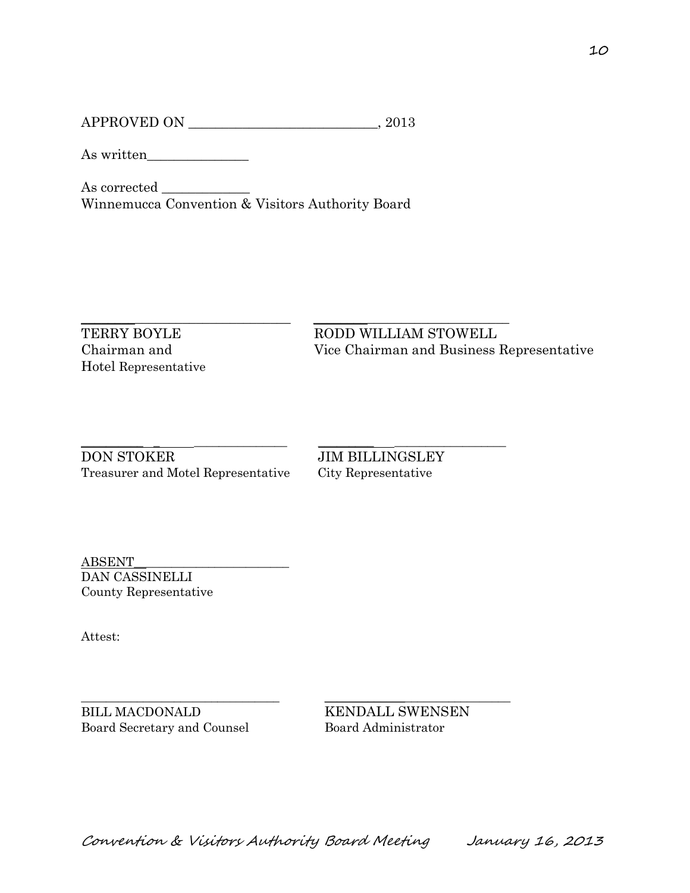APPROVED ON ____________________________, 2013

As written_______________

As corrected _____________
Winnemucca Convention & Visitors Authority Board

________________________________ ____________________________
TERRY BOYLE
Chairman and
Hotel Representative

RODD WILLIAM STOWELL
Vice Chairman and Business Representative

________________________________ ____________________________
DON STOKER
Treasurer and Motel Representative

JIM BILLINGSLEY
City Representative

ABSENT________________________
DAN CASSINELLI
County Representative

Attest:

________________________________ ____________________________
BILL MACDONALD
Board Secretary and Counsel

KENDALL SWENSEN
Board Administrator